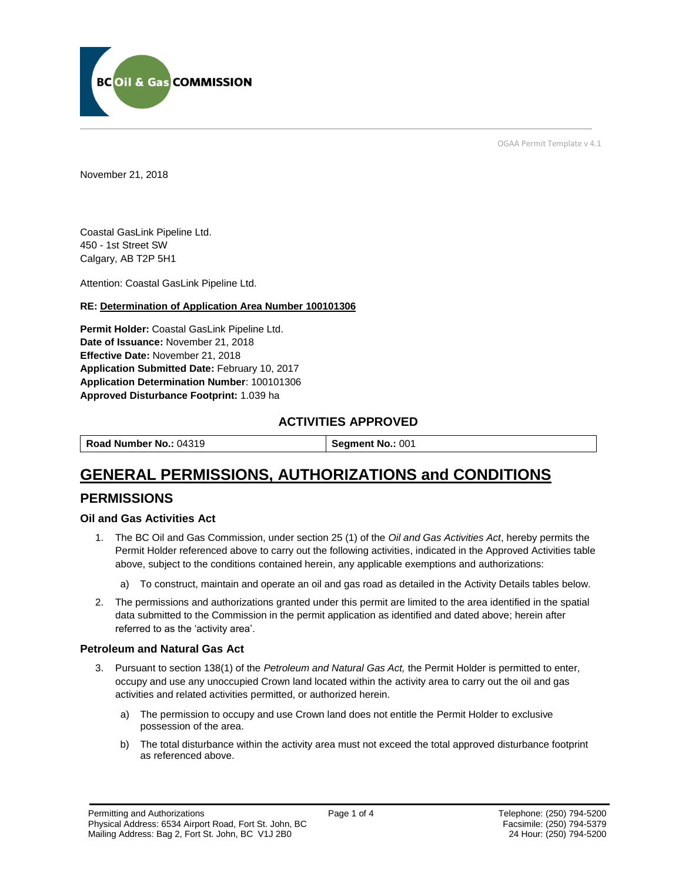OGAA Permit Template v 4.1

November 21, 2018

Coastal GasLink Pipeline Ltd.
450 - 1st Street SW
Calgary, AB T2P 5H1

Attention: Coastal GasLink Pipeline Ltd.

**RE: Determination of Application Area Number 100101306**

**Permit Holder:** Coastal GasLink Pipeline Ltd.
**Date of Issuance:** November 21, 2018
**Effective Date:** November 21, 2018
**Application Submitted Date:** February 10, 2017
**Application Determination Number**: 100101306
**Approved Disturbance Footprint:** 1.039 ha

## ACTIVITIES APPROVED

| **Road Number No.:** 04319 | **Segment No.:** 001 |
|---|---|

# GENERAL PERMISSIONS, AUTHORIZATIONS and CONDITIONS

## PERMISSIONS

### Oil and Gas Activities Act

1. The BC Oil and Gas Commission, under section 25 (1) of the *Oil and Gas Activities Act*, hereby permits the Permit Holder referenced above to carry out the following activities, indicated in the Approved Activities table above, subject to the conditions contained herein, any applicable exemptions and authorizations:

   a) To construct, maintain and operate an oil and gas road as detailed in the Activity Details tables below.

2. The permissions and authorizations granted under this permit are limited to the area identified in the spatial data submitted to the Commission in the permit application as identified and dated above; herein after referred to as the 'activity area'.

### Petroleum and Natural Gas Act

3. Pursuant to section 138(1) of the *Petroleum and Natural Gas Act,* the Permit Holder is permitted to enter, occupy and use any unoccupied Crown land located within the activity area to carry out the oil and gas activities and related activities permitted, or authorized herein.

   a) The permission to occupy and use Crown land does not entitle the Permit Holder to exclusive possession of the area.

   b) The total disturbance within the activity area must not exceed the total approved disturbance footprint as referenced above.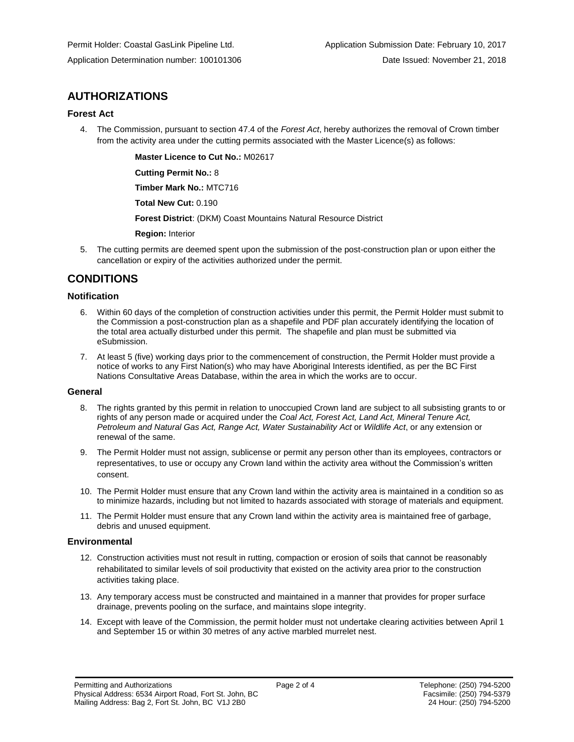Permit Holder: Coastal GasLink Pipeline Ltd.

Application Determination number: 100101306

Application Submission Date: February 10, 2017

Date Issued: November 21, 2018

## AUTHORIZATIONS

### Forest Act

4. The Commission, pursuant to section 47.4 of the *Forest Act*, hereby authorizes the removal of Crown timber from the activity area under the cutting permits associated with the Master Licence(s) as follows:

   **Master Licence to Cut No.:** M02617

   **Cutting Permit No.:** 8

   **Timber Mark No.:** MTC716

   **Total New Cut:** 0.190

   **Forest District**: (DKM) Coast Mountains Natural Resource District

   **Region:** Interior

5. The cutting permits are deemed spent upon the submission of the post-construction plan or upon either the cancellation or expiry of the activities authorized under the permit.

## CONDITIONS

### Notification

6. Within 60 days of the completion of construction activities under this permit, the Permit Holder must submit to the Commission a post-construction plan as a shapefile and PDF plan accurately identifying the location of the total area actually disturbed under this permit. The shapefile and plan must be submitted via eSubmission.

7. At least 5 (five) working days prior to the commencement of construction, the Permit Holder must provide a notice of works to any First Nation(s) who may have Aboriginal Interests identified, as per the BC First Nations Consultative Areas Database, within the area in which the works are to occur.

### General

8. The rights granted by this permit in relation to unoccupied Crown land are subject to all subsisting grants to or rights of any person made or acquired under the *Coal Act, Forest Act, Land Act, Mineral Tenure Act, Petroleum and Natural Gas Act, Range Act, Water Sustainability Act* or *Wildlife Act*, or any extension or renewal of the same.

9. The Permit Holder must not assign, sublicense or permit any person other than its employees, contractors or representatives, to use or occupy any Crown land within the activity area without the Commission's written consent.

10. The Permit Holder must ensure that any Crown land within the activity area is maintained in a condition so as to minimize hazards, including but not limited to hazards associated with storage of materials and equipment.

11. The Permit Holder must ensure that any Crown land within the activity area is maintained free of garbage, debris and unused equipment.

### Environmental

12. Construction activities must not result in rutting, compaction or erosion of soils that cannot be reasonably rehabilitated to similar levels of soil productivity that existed on the activity area prior to the construction activities taking place.

13. Any temporary access must be constructed and maintained in a manner that provides for proper surface drainage, prevents pooling on the surface, and maintains slope integrity.

14. Except with leave of the Commission, the permit holder must not undertake clearing activities between April 1 and September 15 or within 30 metres of any active marbled murrelet nest.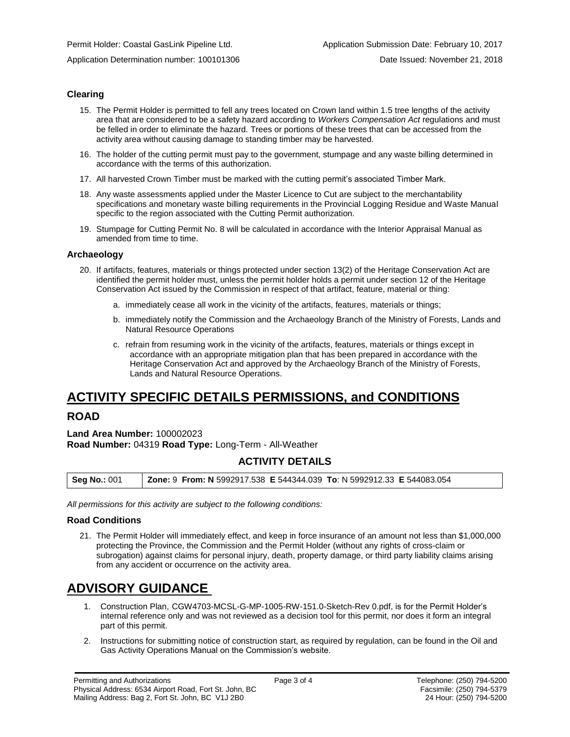Permit Holder: Coastal GasLink Pipeline Ltd. Application Submission Date: February 10, 2017

Application Determination number: 100101306 Date Issued: November 21, 2018

### Clearing

15. The Permit Holder is permitted to fell any trees located on Crown land within 1.5 tree lengths of the activity area that are considered to be a safety hazard according to *Workers Compensation Act* regulations and must be felled in order to eliminate the hazard. Trees or portions of these trees that can be accessed from the activity area without causing damage to standing timber may be harvested.
16. The holder of the cutting permit must pay to the government, stumpage and any waste billing determined in accordance with the terms of this authorization.
17. All harvested Crown Timber must be marked with the cutting permit's associated Timber Mark.
18. Any waste assessments applied under the Master Licence to Cut are subject to the merchantability specifications and monetary waste billing requirements in the Provincial Logging Residue and Waste Manual specific to the region associated with the Cutting Permit authorization.
19. Stumpage for Cutting Permit No. 8 will be calculated in accordance with the Interior Appraisal Manual as amended from time to time.

### Archaeology

20. If artifacts, features, materials or things protected under section 13(2) of the Heritage Conservation Act are identified the permit holder must, unless the permit holder holds a permit under section 12 of the Heritage Conservation Act issued by the Commission in respect of that artifact, feature, material or thing:
    a. immediately cease all work in the vicinity of the artifacts, features, materials or things;
    b. immediately notify the Commission and the Archaeology Branch of the Ministry of Forests, Lands and Natural Resource Operations
    c. refrain from resuming work in the vicinity of the artifacts, features, materials or things except in accordance with an appropriate mitigation plan that has been prepared in accordance with the Heritage Conservation Act and approved by the Archaeology Branch of the Ministry of Forests, Lands and Natural Resource Operations.

# ACTIVITY SPECIFIC DETAILS PERMISSIONS, and CONDITIONS

## ROAD

**Land Area Number:** 100002023
**Road Number:** 04319 **Road Type:** Long-Term - All-Weather

### ACTIVITY DETAILS

| **Seg No.:** 001 | **Zone:** 9 **From: N** 5992917.538 **E** 544344.039 **To**: N 5992912.33 **E** 544083.054 |
|---|---|

*All permissions for this activity are subject to the following conditions:*

### Road Conditions

21. The Permit Holder will immediately effect, and keep in force insurance of an amount not less than $1,000,000 protecting the Province, the Commission and the Permit Holder (without any rights of cross-claim or subrogation) against claims for personal injury, death, property damage, or third party liability claims arising from any accident or occurrence on the activity area.

# ADVISORY GUIDANCE

1. Construction Plan, CGW4703-MCSL-G-MP-1005-RW-151.0-Sketch-Rev 0.pdf, is for the Permit Holder's internal reference only and was not reviewed as a decision tool for this permit, nor does it form an integral part of this permit.
2. Instructions for submitting notice of construction start, as required by regulation, can be found in the Oil and Gas Activity Operations Manual on the Commission's website.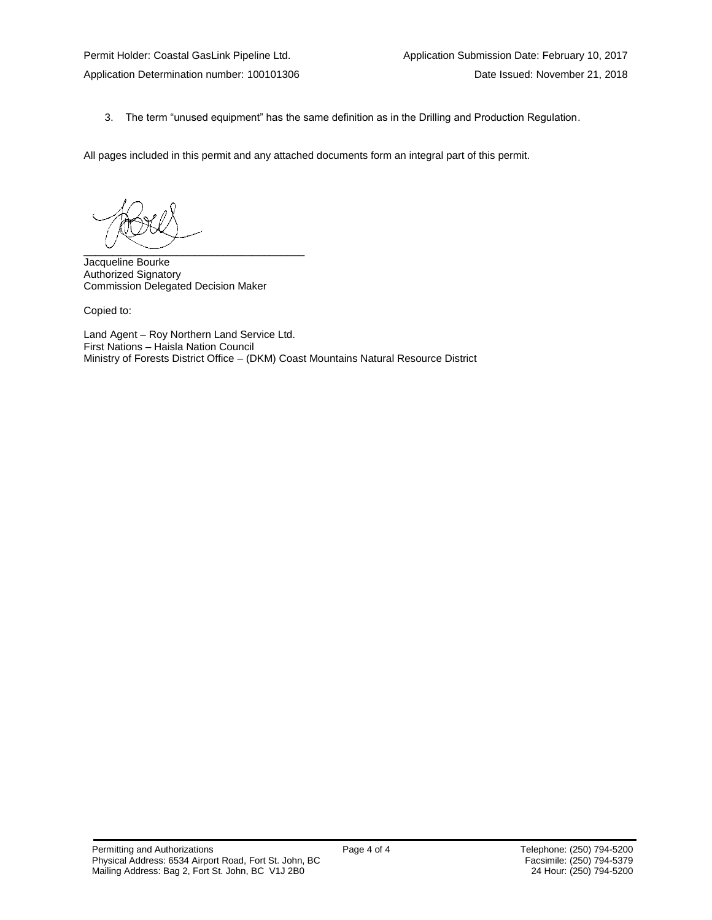3. The term "unused equipment" has the same definition as in the Drilling and Production Regulation.

All pages included in this permit and any attached documents form an integral part of this permit.

\_\_\_\_\_\_\_\_\_\_\_\_\_\_\_\_\_\_\_\_\_\_\_\_\_\_\_\_\_\_\_\_\_\_\_\_

Jacqueline Bourke
Authorized Signatory
Commission Delegated Decision Maker

Copied to:

Land Agent – Roy Northern Land Service Ltd.
First Nations – Haisla Nation Council
Ministry of Forests District Office – (DKM) Coast Mountains Natural Resource District